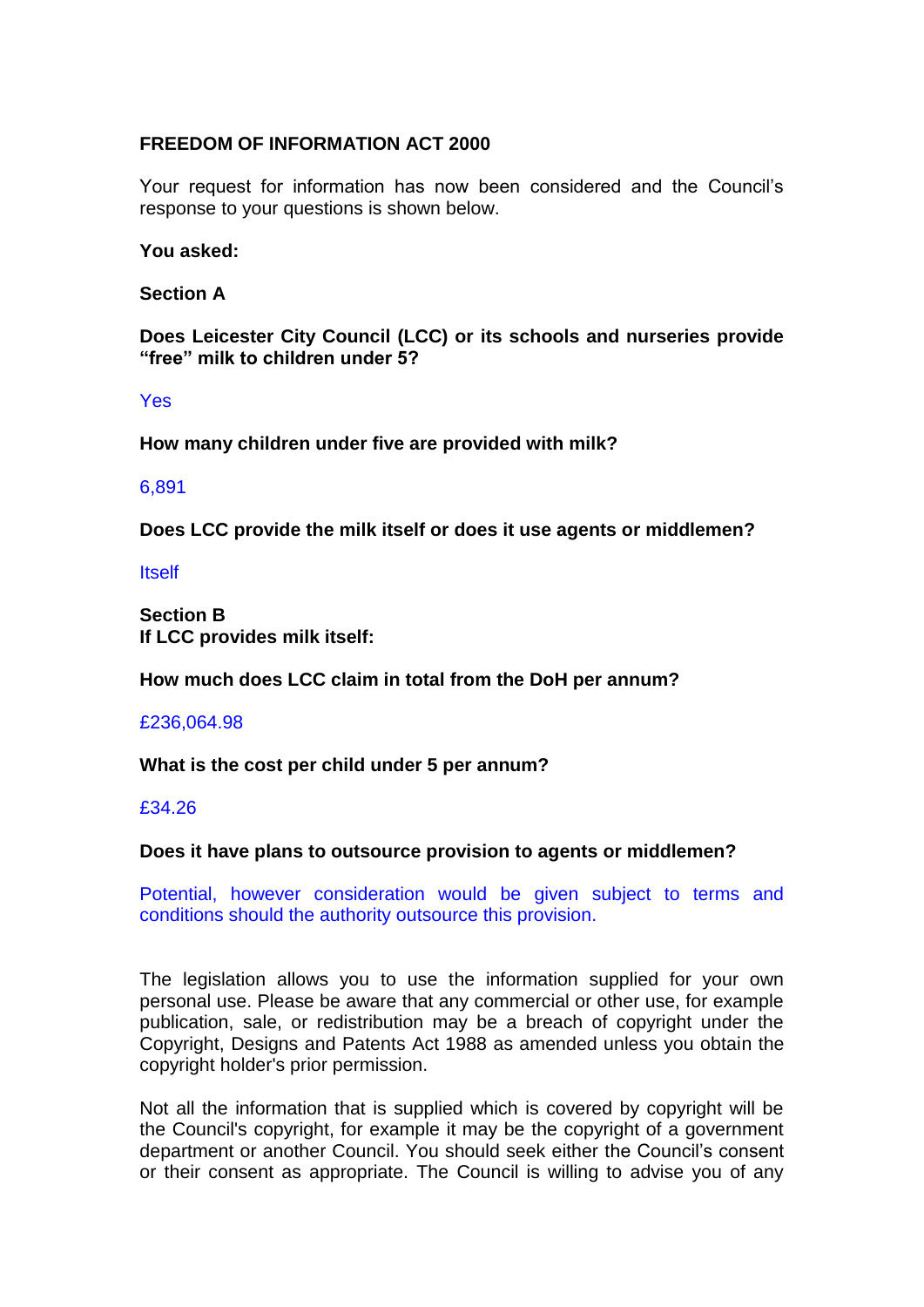**FREEDOM OF INFORMATION ACT 2000**

Your request for information has now been considered and the Council's response to your questions is shown below.

**You asked:**

**Section A**

**Does Leicester City Council (LCC) or its schools and nurseries provide "free" milk to children under 5?**

Yes

**How many children under five are provided with milk?**

6,891

**Does LCC provide the milk itself or does it use agents or middlemen?**

Itself

**Section B**
**If LCC provides milk itself:**

**How much does LCC claim in total from the DoH per annum?**

£236,064.98

**What is the cost per child under 5 per annum?**

£34.26

**Does it have plans to outsource provision to agents or middlemen?**

Potential, however consideration would be given subject to terms and conditions should the authority outsource this provision.

The legislation allows you to use the information supplied for your own personal use. Please be aware that any commercial or other use, for example publication, sale, or redistribution may be a breach of copyright under the Copyright, Designs and Patents Act 1988 as amended unless you obtain the copyright holder's prior permission.

Not all the information that is supplied which is covered by copyright will be the Council's copyright, for example it may be the copyright of a government department or another Council. You should seek either the Council's consent or their consent as appropriate. The Council is willing to advise you of any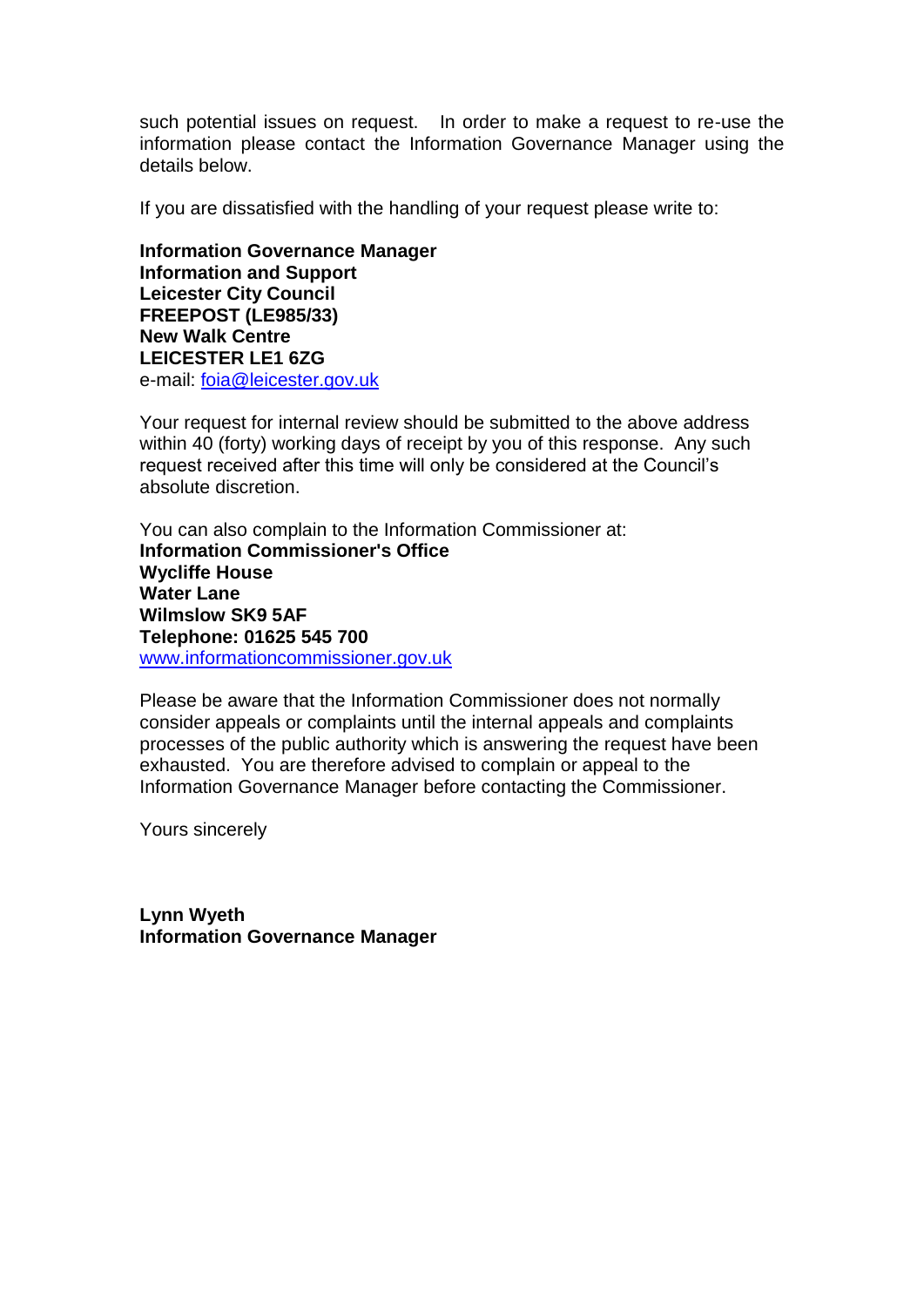such potential issues on request. In order to make a request to re-use the information please contact the Information Governance Manager using the details below.

If you are dissatisfied with the handling of your request please write to:

**Information Governance Manager**
**Information and Support**
**Leicester City Council**
**FREEPOST (LE985/33)**
**New Walk Centre**
**LEICESTER LE1 6ZG**
e-mail: foia@leicester.gov.uk

Your request for internal review should be submitted to the above address within 40 (forty) working days of receipt by you of this response. Any such request received after this time will only be considered at the Council's absolute discretion.

You can also complain to the Information Commissioner at:
**Information Commissioner's Office**
**Wycliffe House**
**Water Lane**
**Wilmslow SK9 5AF**
**Telephone: 01625 545 700**
www.informationcommissioner.gov.uk

Please be aware that the Information Commissioner does not normally consider appeals or complaints until the internal appeals and complaints processes of the public authority which is answering the request have been exhausted. You are therefore advised to complain or appeal to the Information Governance Manager before contacting the Commissioner.

Yours sincerely

**Lynn Wyeth**
**Information Governance Manager**